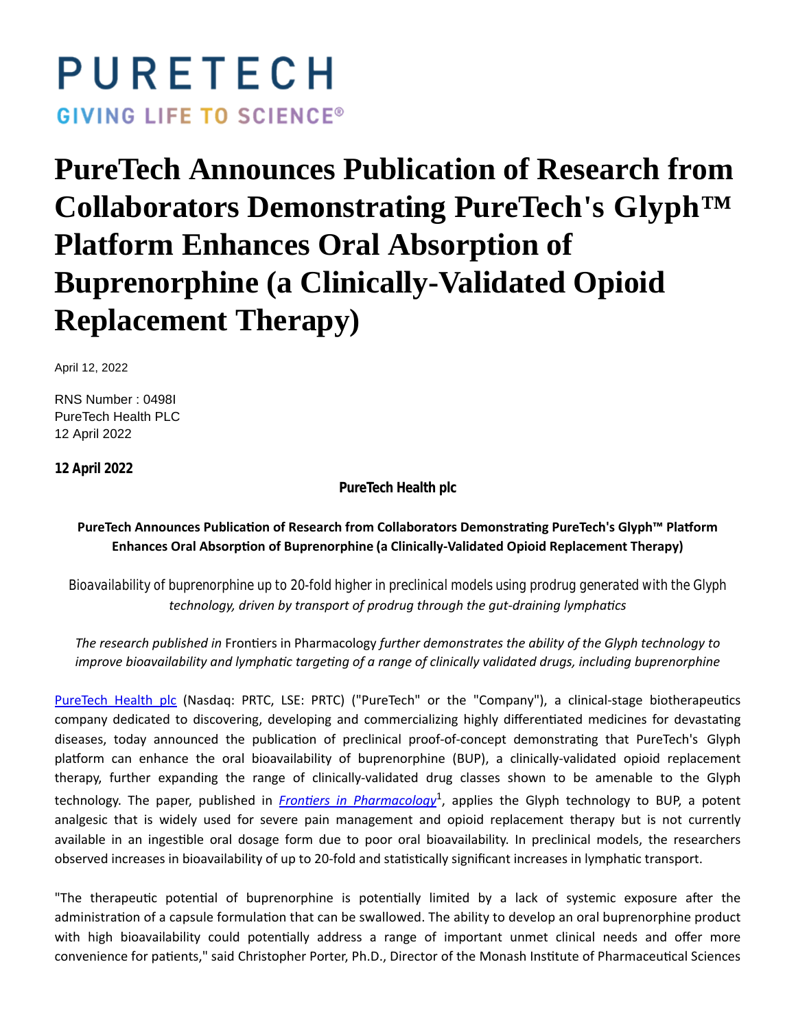PURETECH

GIVING LIFE TO SCIENCE®

# PureTech Announces Publication of Research from Collaborators Demonstrating PureTech's Glyph™ Platform Enhances Oral Absorption of Buprenorphine (a Clinically-Validated Opioid Replacement Therapy)

April 12, 2022

RNS Number : 0498I
PureTech Health PLC
12 April 2022

**12 April 2022**

**PureTech Health plc**

**PureTech Announces Publication of Research from Collaborators Demonstrating PureTech's Glyph™ Platform Enhances Oral Absorption of Buprenorphine (a Clinically-Validated Opioid Replacement Therapy)**

Bioavailability of buprenorphine up to 20-fold higher in preclinical models using prodrug generated with the Glyph *technology, driven by transport of prodrug through the gut-draining lymphatics*

*The research published in* Frontiers in Pharmacology *further demonstrates the ability of the Glyph technology to improve bioavailability and lymphatic targeting of a range of clinically validated drugs, including buprenorphine*

PureTech Health plc (Nasdaq: PRTC, LSE: PRTC) ("PureTech" or the "Company"), a clinical-stage biotherapeutics company dedicated to discovering, developing and commercializing highly differentiated medicines for devastating diseases, today announced the publication of preclinical proof-of-concept demonstrating that PureTech's Glyph platform can enhance the oral bioavailability of buprenorphine (BUP), a clinically-validated opioid replacement therapy, further expanding the range of clinically-validated drug classes shown to be amenable to the Glyph technology. The paper, published in *Frontiers in Pharmacology*[1], applies the Glyph technology to BUP, a potent analgesic that is widely used for severe pain management and opioid replacement therapy but is not currently available in an ingestible oral dosage form due to poor oral bioavailability. In preclinical models, the researchers observed increases in bioavailability of up to 20-fold and statistically significant increases in lymphatic transport.

"The therapeutic potential of buprenorphine is potentially limited by a lack of systemic exposure after the administration of a capsule formulation that can be swallowed. The ability to develop an oral buprenorphine product with high bioavailability could potentially address a range of important unmet clinical needs and offer more convenience for patients," said Christopher Porter, Ph.D., Director of the Monash Institute of Pharmaceutical Sciences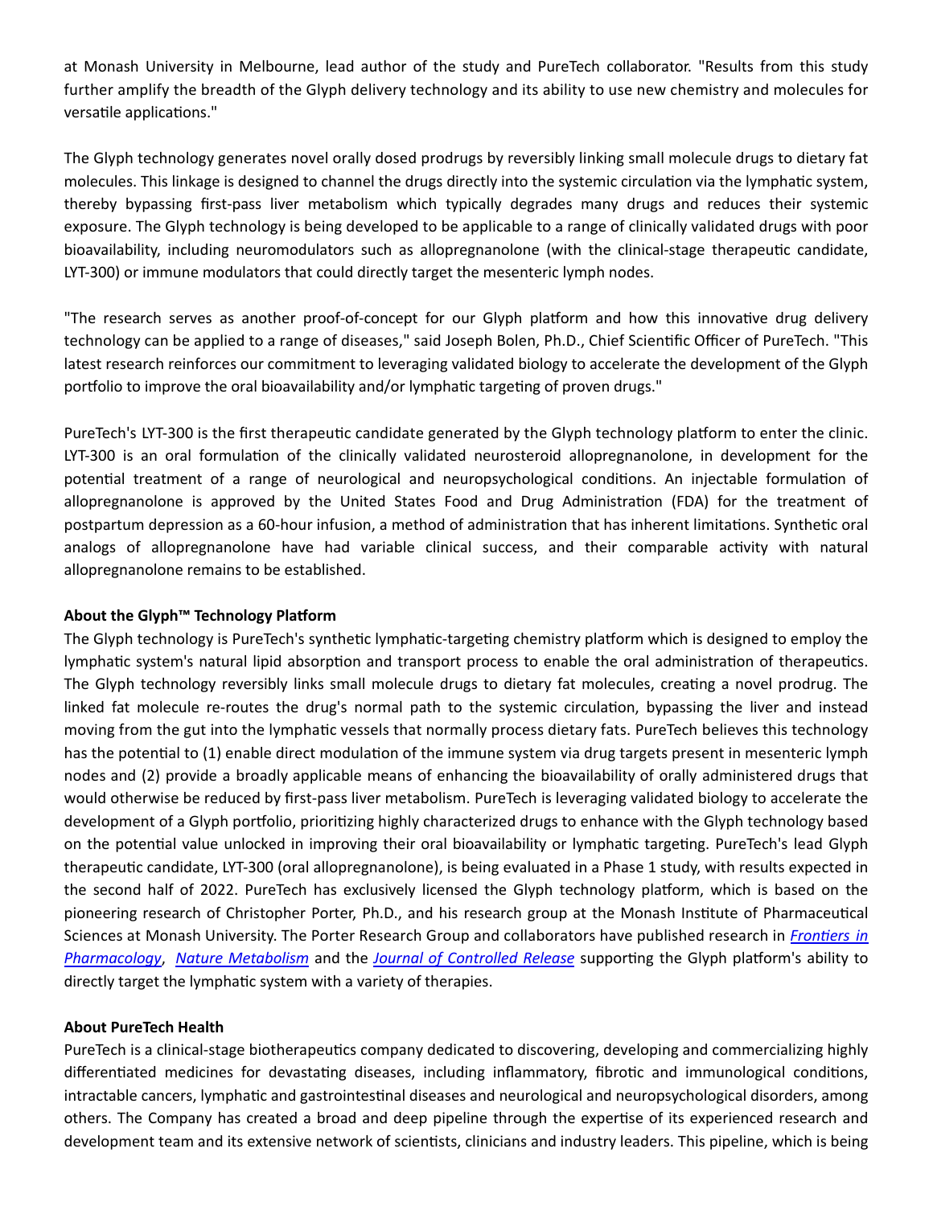at Monash University in Melbourne, lead author of the study and PureTech collaborator. "Results from this study further amplify the breadth of the Glyph delivery technology and its ability to use new chemistry and molecules for versatile applications."

The Glyph technology generates novel orally dosed prodrugs by reversibly linking small molecule drugs to dietary fat molecules. This linkage is designed to channel the drugs directly into the systemic circulation via the lymphatic system, thereby bypassing first-pass liver metabolism which typically degrades many drugs and reduces their systemic exposure. The Glyph technology is being developed to be applicable to a range of clinically validated drugs with poor bioavailability, including neuromodulators such as allopregnanolone (with the clinical-stage therapeutic candidate, LYT-300) or immune modulators that could directly target the mesenteric lymph nodes.

"The research serves as another proof-of-concept for our Glyph platform and how this innovative drug delivery technology can be applied to a range of diseases," said Joseph Bolen, Ph.D., Chief Scientific Officer of PureTech. "This latest research reinforces our commitment to leveraging validated biology to accelerate the development of the Glyph portfolio to improve the oral bioavailability and/or lymphatic targeting of proven drugs."

PureTech's LYT-300 is the first therapeutic candidate generated by the Glyph technology platform to enter the clinic. LYT-300 is an oral formulation of the clinically validated neurosteroid allopregnanolone, in development for the potential treatment of a range of neurological and neuropsychological conditions. An injectable formulation of allopregnanolone is approved by the United States Food and Drug Administration (FDA) for the treatment of postpartum depression as a 60-hour infusion, a method of administration that has inherent limitations. Synthetic oral analogs of allopregnanolone have had variable clinical success, and their comparable activity with natural allopregnanolone remains to be established.

**About the Glyph™ Technology Platform**

The Glyph technology is PureTech's synthetic lymphatic-targeting chemistry platform which is designed to employ the lymphatic system's natural lipid absorption and transport process to enable the oral administration of therapeutics. The Glyph technology reversibly links small molecule drugs to dietary fat molecules, creating a novel prodrug. The linked fat molecule re-routes the drug's normal path to the systemic circulation, bypassing the liver and instead moving from the gut into the lymphatic vessels that normally process dietary fats. PureTech believes this technology has the potential to (1) enable direct modulation of the immune system via drug targets present in mesenteric lymph nodes and (2) provide a broadly applicable means of enhancing the bioavailability of orally administered drugs that would otherwise be reduced by first-pass liver metabolism. PureTech is leveraging validated biology to accelerate the development of a Glyph portfolio, prioritizing highly characterized drugs to enhance with the Glyph technology based on the potential value unlocked in improving their oral bioavailability or lymphatic targeting. PureTech's lead Glyph therapeutic candidate, LYT-300 (oral allopregnanolone), is being evaluated in a Phase 1 study, with results expected in the second half of 2022. PureTech has exclusively licensed the Glyph technology platform, which is based on the pioneering research of Christopher Porter, Ph.D., and his research group at the Monash Institute of Pharmaceutical Sciences at Monash University. The Porter Research Group and collaborators have published research in *Frontiers in Pharmacology*, *Nature Metabolism* and the *Journal of Controlled Release* supporting the Glyph platform's ability to directly target the lymphatic system with a variety of therapies.

**About PureTech Health**

PureTech is a clinical-stage biotherapeutics company dedicated to discovering, developing and commercializing highly differentiated medicines for devastating diseases, including inflammatory, fibrotic and immunological conditions, intractable cancers, lymphatic and gastrointestinal diseases and neurological and neuropsychological disorders, among others. The Company has created a broad and deep pipeline through the expertise of its experienced research and development team and its extensive network of scientists, clinicians and industry leaders. This pipeline, which is being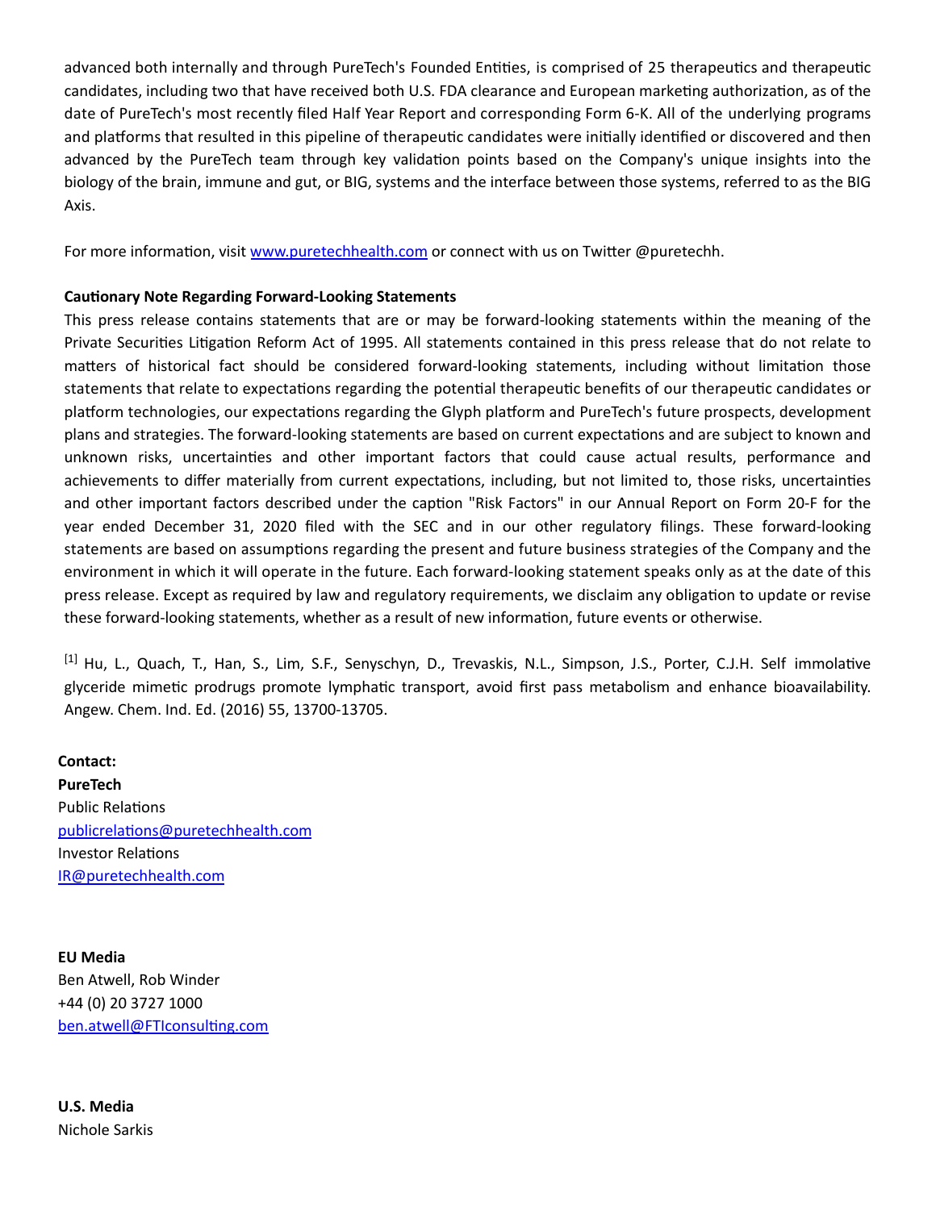advanced both internally and through PureTech's Founded Entities, is comprised of 25 therapeutics and therapeutic candidates, including two that have received both U.S. FDA clearance and European marketing authorization, as of the date of PureTech's most recently filed Half Year Report and corresponding Form 6-K. All of the underlying programs and platforms that resulted in this pipeline of therapeutic candidates were initially identified or discovered and then advanced by the PureTech team through key validation points based on the Company's unique insights into the biology of the brain, immune and gut, or BIG, systems and the interface between those systems, referred to as the BIG Axis.

For more information, visit www.puretechhealth.com or connect with us on Twitter @puretechh.

**Cautionary Note Regarding Forward-Looking Statements**

This press release contains statements that are or may be forward-looking statements within the meaning of the Private Securities Litigation Reform Act of 1995. All statements contained in this press release that do not relate to matters of historical fact should be considered forward-looking statements, including without limitation those statements that relate to expectations regarding the potential therapeutic benefits of our therapeutic candidates or platform technologies, our expectations regarding the Glyph platform and PureTech's future prospects, development plans and strategies. The forward-looking statements are based on current expectations and are subject to known and unknown risks, uncertainties and other important factors that could cause actual results, performance and achievements to differ materially from current expectations, including, but not limited to, those risks, uncertainties and other important factors described under the caption "Risk Factors" in our Annual Report on Form 20-F for the year ended December 31, 2020 filed with the SEC and in our other regulatory filings. These forward-looking statements are based on assumptions regarding the present and future business strategies of the Company and the environment in which it will operate in the future. Each forward-looking statement speaks only as at the date of this press release. Except as required by law and regulatory requirements, we disclaim any obligation to update or revise these forward-looking statements, whether as a result of new information, future events or otherwise.

[1] Hu, L., Quach, T., Han, S., Lim, S.F., Senyschyn, D., Trevaskis, N.L., Simpson, J.S., Porter, C.J.H. Self immolative glyceride mimetic prodrugs promote lymphatic transport, avoid first pass metabolism and enhance bioavailability. Angew. Chem. Ind. Ed. (2016) 55, 13700-13705.

**Contact:**
**PureTech**
Public Relations
publicrelations@puretechhealth.com
Investor Relations
IR@puretechhealth.com

**EU Media**
Ben Atwell, Rob Winder
+44 (0) 20 3727 1000
ben.atwell@FTIconsulting.com

**U.S. Media**
Nichole Sarkis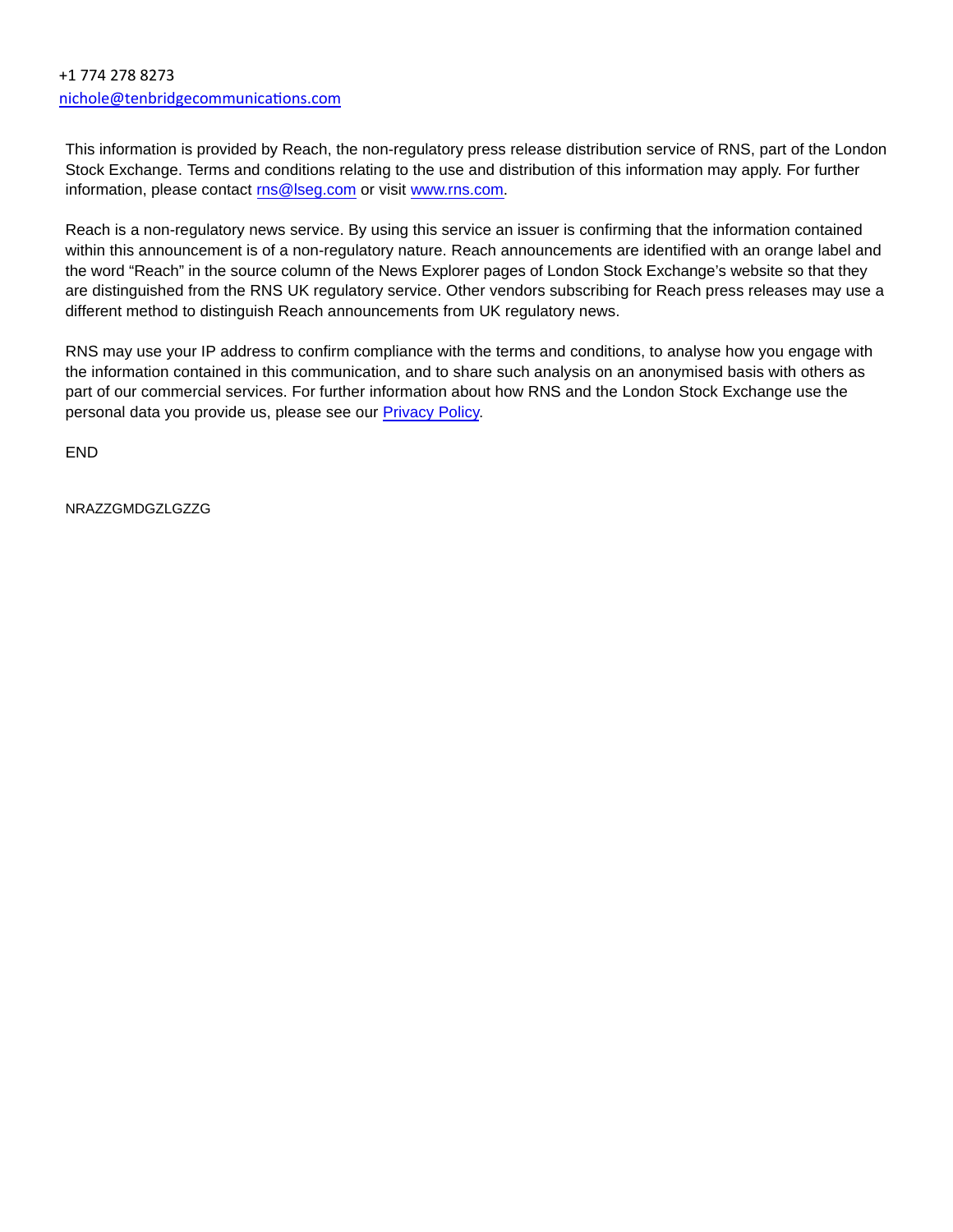+1 774 278 8273
nichole@tenbridgecommunications.com

This information is provided by Reach, the non-regulatory press release distribution service of RNS, part of the London Stock Exchange. Terms and conditions relating to the use and distribution of this information may apply. For further information, please contact rns@lseg.com or visit www.rns.com.

Reach is a non-regulatory news service. By using this service an issuer is confirming that the information contained within this announcement is of a non-regulatory nature. Reach announcements are identified with an orange label and the word "Reach" in the source column of the News Explorer pages of London Stock Exchange's website so that they are distinguished from the RNS UK regulatory service. Other vendors subscribing for Reach press releases may use a different method to distinguish Reach announcements from UK regulatory news.

RNS may use your IP address to confirm compliance with the terms and conditions, to analyse how you engage with the information contained in this communication, and to share such analysis on an anonymised basis with others as part of our commercial services. For further information about how RNS and the London Stock Exchange use the personal data you provide us, please see our Privacy Policy.

END

NRAZZGMDGZLGZZG